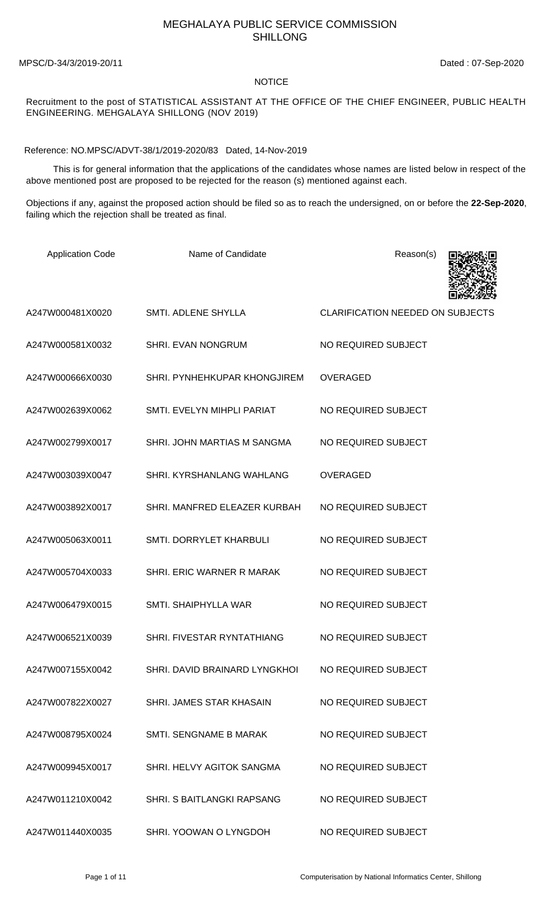# MEGHALAYA PUBLIC SERVICE COMMISSION
# SHILLONG

MPSC/D-34/3/2019-20/11 Dated : 07-Sep-2020

## NOTICE

Recruitment to the post of STATISTICAL ASSISTANT AT THE OFFICE OF THE CHIEF ENGINEER, PUBLIC HEALTH ENGINEERING. MEHGALAYA SHILLONG (NOV 2019)

Reference: NO.MPSC/ADVT-38/1/2019-2020/83 Dated, 14-Nov-2019

This is for general information that the applications of the candidates whose names are listed below in respect of the above mentioned post are proposed to be rejected for the reason (s) mentioned against each.

Objections if any, against the proposed action should be filed so as to reach the undersigned, on or before the **22-Sep-2020**, failing which the rejection shall be treated as final.

| Application Code | Name of Candidate | Reason(s) |
|---|---|---|
| A247W000481X0020 | SMTI. ADLENE SHYLLA | CLARIFICATION NEEDED ON SUBJECTS |
| A247W000581X0032 | SHRI. EVAN NONGRUM | NO REQUIRED SUBJECT |
| A247W000666X0030 | SHRI. PYNHEHKUPAR KHONGJIREM | OVERAGED |
| A247W002639X0062 | SMTI. EVELYN MIHPLI PARIAT | NO REQUIRED SUBJECT |
| A247W002799X0017 | SHRI. JOHN MARTIAS M SANGMA | NO REQUIRED SUBJECT |
| A247W003039X0047 | SHRI. KYRSHANLANG WAHLANG | OVERAGED |
| A247W003892X0017 | SHRI. MANFRED ELEAZER KURBAH | NO REQUIRED SUBJECT |
| A247W005063X0011 | SMTI. DORRYLET KHARBULI | NO REQUIRED SUBJECT |
| A247W005704X0033 | SHRI. ERIC WARNER R MARAK | NO REQUIRED SUBJECT |
| A247W006479X0015 | SMTI. SHAIPHYLLA WAR | NO REQUIRED SUBJECT |
| A247W006521X0039 | SHRI. FIVESTAR RYNTATHIANG | NO REQUIRED SUBJECT |
| A247W007155X0042 | SHRI. DAVID BRAINARD LYNGKHOI | NO REQUIRED SUBJECT |
| A247W007822X0027 | SHRI. JAMES STAR KHASAIN | NO REQUIRED SUBJECT |
| A247W008795X0024 | SMTI. SENGNAME B MARAK | NO REQUIRED SUBJECT |
| A247W009945X0017 | SHRI. HELVY AGITOK SANGMA | NO REQUIRED SUBJECT |
| A247W011210X0042 | SHRI. S BAITLANGKI RAPSANG | NO REQUIRED SUBJECT |
| A247W011440X0035 | SHRI. YOOWAN O LYNGDOH | NO REQUIRED SUBJECT |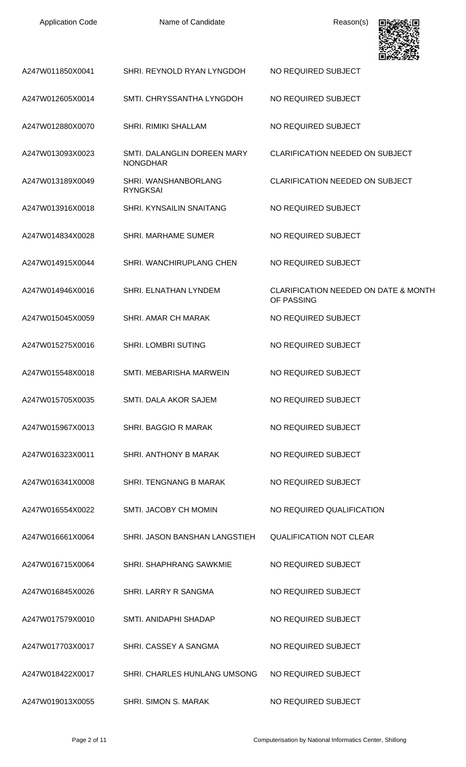| Application Code | Name of Candidate | Reason(s) |
|---|---|---|
| A247W011850X0041 | SHRI. REYNOLD RYAN LYNGDOH | NO REQUIRED SUBJECT |
| A247W012605X0014 | SMTI. CHRYSSANTHA LYNGDOH | NO REQUIRED SUBJECT |
| A247W012880X0070 | SHRI. RIMIKI SHALLAM | NO REQUIRED SUBJECT |
| A247W013093X0023 | SMTI. DALANGLIN DOREEN MARY NONGDHAR | CLARIFICATION NEEDED ON SUBJECT |
| A247W013189X0049 | SHRI. WANSHANBORLANG RYNGKSAI | CLARIFICATION NEEDED ON SUBJECT |
| A247W013916X0018 | SHRI. KYNSAILIN SNAITANG | NO REQUIRED SUBJECT |
| A247W014834X0028 | SHRI. MARHAME SUMER | NO REQUIRED SUBJECT |
| A247W014915X0044 | SHRI. WANCHIRUPLANG CHEN | NO REQUIRED SUBJECT |
| A247W014946X0016 | SHRI. ELNATHAN LYNDEM | CLARIFICATION NEEDED ON DATE & MONTH OF PASSING |
| A247W015045X0059 | SHRI. AMAR CH MARAK | NO REQUIRED SUBJECT |
| A247W015275X0016 | SHRI. LOMBRI SUTING | NO REQUIRED SUBJECT |
| A247W015548X0018 | SMTI. MEBARISHA MARWEIN | NO REQUIRED SUBJECT |
| A247W015705X0035 | SMTI. DALA AKOR SAJEM | NO REQUIRED SUBJECT |
| A247W015967X0013 | SHRI. BAGGIO R MARAK | NO REQUIRED SUBJECT |
| A247W016323X0011 | SHRI. ANTHONY B MARAK | NO REQUIRED SUBJECT |
| A247W016341X0008 | SHRI. TENGNANG B MARAK | NO REQUIRED SUBJECT |
| A247W016554X0022 | SMTI. JACOBY CH MOMIN | NO REQUIRED QUALIFICATION |
| A247W016661X0064 | SHRI. JASON BANSHAN LANGSTIEH | QUALIFICATION NOT CLEAR |
| A247W016715X0064 | SHRI. SHAPHRANG SAWKMIE | NO REQUIRED SUBJECT |
| A247W016845X0026 | SHRI. LARRY R SANGMA | NO REQUIRED SUBJECT |
| A247W017579X0010 | SMTI. ANIDAPHI SHADAP | NO REQUIRED SUBJECT |
| A247W017703X0017 | SHRI. CASSEY A SANGMA | NO REQUIRED SUBJECT |
| A247W018422X0017 | SHRI. CHARLES HUNLANG UMSONG | NO REQUIRED SUBJECT |
| A247W019013X0055 | SHRI. SIMON S. MARAK | NO REQUIRED SUBJECT |

Computerisation by National Informatics Center, Shillong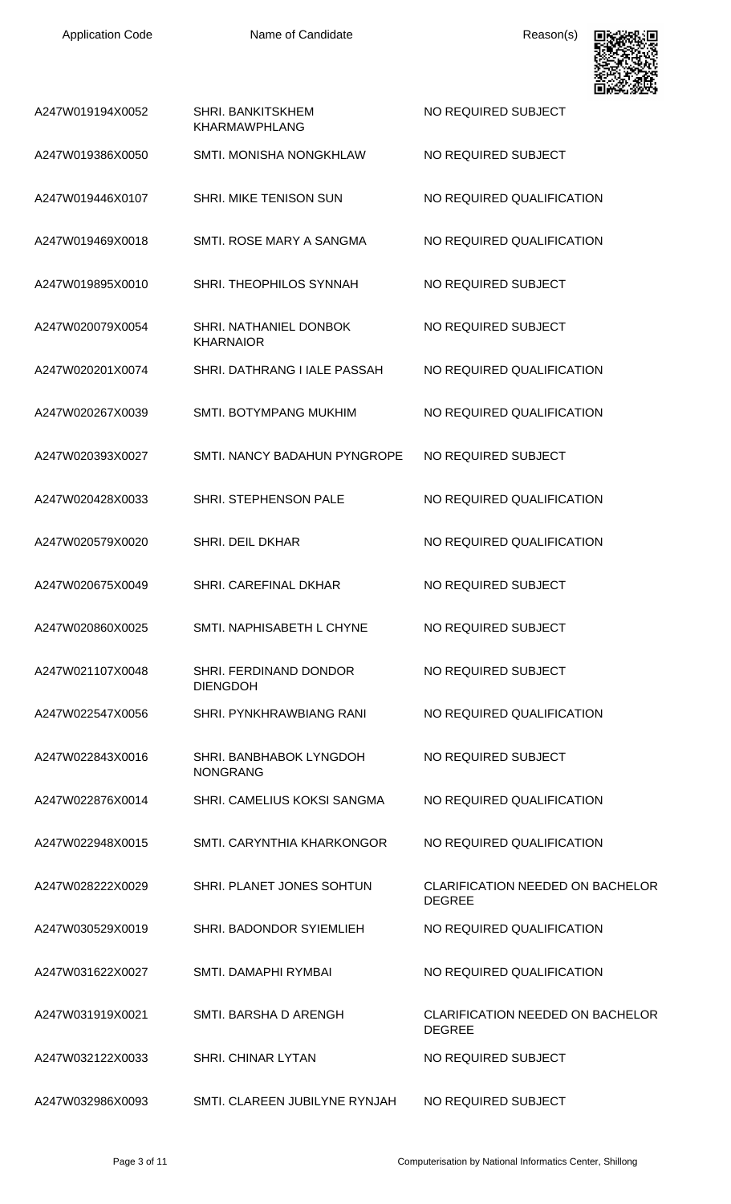| Application Code | Name of Candidate | Reason(s) |
| --- | --- | --- |
| A247W019194X0052 | SHRI. BANKITSKHEM KHARMAWPHLANG | NO REQUIRED SUBJECT |
| A247W019386X0050 | SMTI. MONISHA NONGKHLAW | NO REQUIRED SUBJECT |
| A247W019446X0107 | SHRI. MIKE TENISON SUN | NO REQUIRED QUALIFICATION |
| A247W019469X0018 | SMTI. ROSE MARY A SANGMA | NO REQUIRED QUALIFICATION |
| A247W019895X0010 | SHRI. THEOPHILOS SYNNAH | NO REQUIRED SUBJECT |
| A247W020079X0054 | SHRI. NATHANIEL DONBOK KHARNAIOR | NO REQUIRED SUBJECT |
| A247W020201X0074 | SHRI. DATHRANG I IALE PASSAH | NO REQUIRED QUALIFICATION |
| A247W020267X0039 | SMTI. BOTYMPANG MUKHIM | NO REQUIRED QUALIFICATION |
| A247W020393X0027 | SMTI. NANCY BADAHUN PYNGROPE | NO REQUIRED SUBJECT |
| A247W020428X0033 | SHRI. STEPHENSON PALE | NO REQUIRED QUALIFICATION |
| A247W020579X0020 | SHRI. DEIL DKHAR | NO REQUIRED QUALIFICATION |
| A247W020675X0049 | SHRI. CAREFINAL DKHAR | NO REQUIRED SUBJECT |
| A247W020860X0025 | SMTI. NAPHISABETH L CHYNE | NO REQUIRED SUBJECT |
| A247W021107X0048 | SHRI. FERDINAND DONDOR DIENGDOH | NO REQUIRED SUBJECT |
| A247W022547X0056 | SHRI. PYNKHRAWBIANG RANI | NO REQUIRED QUALIFICATION |
| A247W022843X0016 | SHRI. BANBHABOK LYNGDOH NONGRANG | NO REQUIRED SUBJECT |
| A247W022876X0014 | SHRI. CAMELIUS KOKSI SANGMA | NO REQUIRED QUALIFICATION |
| A247W022948X0015 | SMTI. CARYNTHIA KHARKONGOR | NO REQUIRED QUALIFICATION |
| A247W028222X0029 | SHRI. PLANET JONES SOHTUN | CLARIFICATION NEEDED ON BACHELOR DEGREE |
| A247W030529X0019 | SHRI. BADONDOR SYIEMLIEH | NO REQUIRED QUALIFICATION |
| A247W031622X0027 | SMTI. DAMAPHI RYMBAI | NO REQUIRED QUALIFICATION |
| A247W031919X0021 | SMTI. BARSHA D ARENGH | CLARIFICATION NEEDED ON BACHELOR DEGREE |
| A247W032122X0033 | SHRI. CHINAR LYTAN | NO REQUIRED SUBJECT |
| A247W032986X0093 | SMTI. CLAREEN JUBILYNE RYNJAH | NO REQUIRED SUBJECT |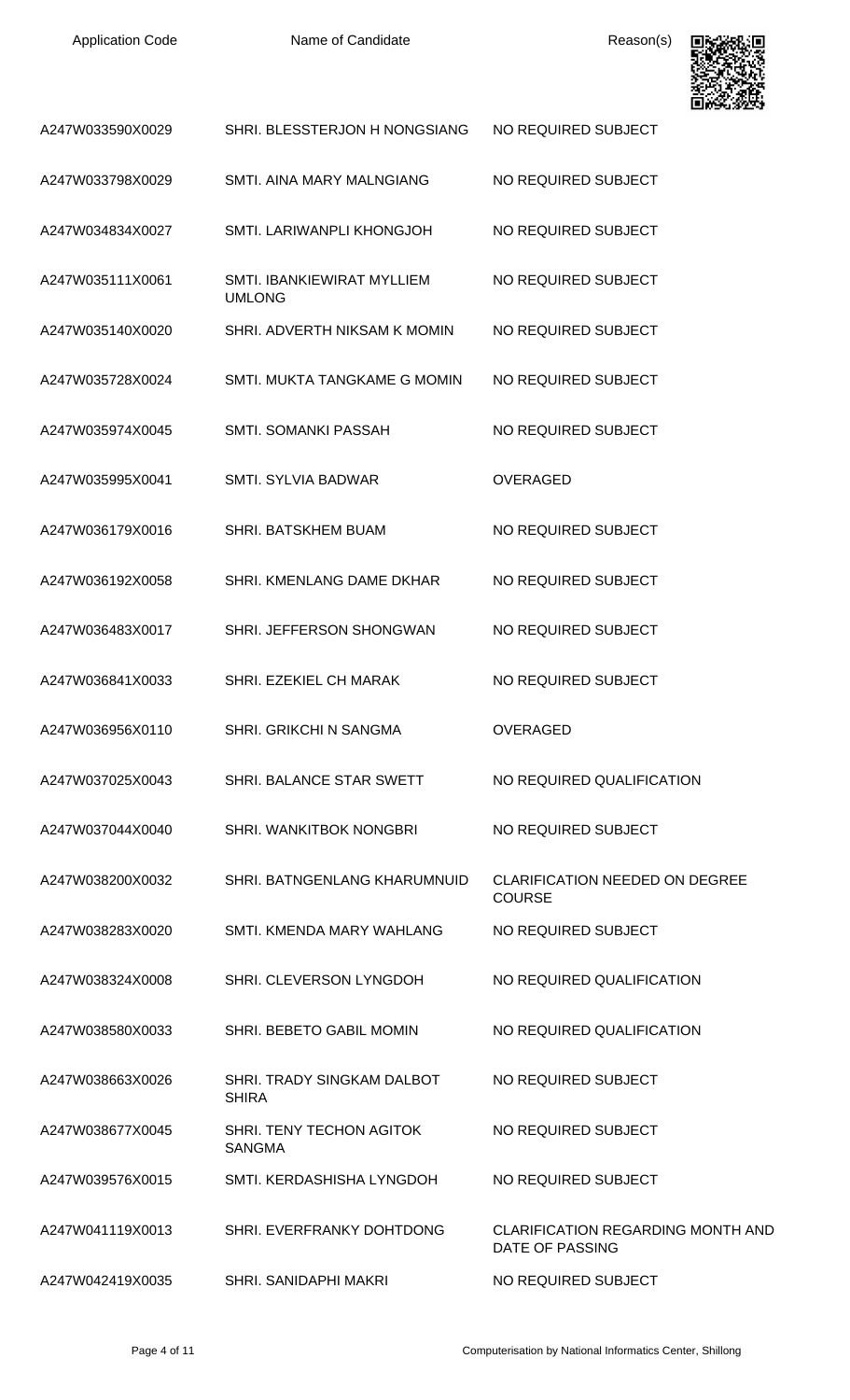| Application Code | Name of Candidate | Reason(s) |
| --- | --- | --- |
| A247W033590X0029 | SHRI. BLESSTERJON H NONGSIANG | NO REQUIRED SUBJECT |
| A247W033798X0029 | SMTI. AINA MARY MALNGIANG | NO REQUIRED SUBJECT |
| A247W034834X0027 | SMTI. LARIWANPLI KHONGJOH | NO REQUIRED SUBJECT |
| A247W035111X0061 | SMTI. IBANKIEWIRAT MYLLIEM UMLONG | NO REQUIRED SUBJECT |
| A247W035140X0020 | SHRI. ADVERTH NIKSAM K MOMIN | NO REQUIRED SUBJECT |
| A247W035728X0024 | SMTI. MUKTA TANGKAME G MOMIN | NO REQUIRED SUBJECT |
| A247W035974X0045 | SMTI. SOMANKI PASSAH | NO REQUIRED SUBJECT |
| A247W035995X0041 | SMTI. SYLVIA BADWAR | OVERAGED |
| A247W036179X0016 | SHRI. BATSKHEM BUAM | NO REQUIRED SUBJECT |
| A247W036192X0058 | SHRI. KMENLANG DAME DKHAR | NO REQUIRED SUBJECT |
| A247W036483X0017 | SHRI. JEFFERSON SHONGWAN | NO REQUIRED SUBJECT |
| A247W036841X0033 | SHRI. EZEKIEL CH MARAK | NO REQUIRED SUBJECT |
| A247W036956X0110 | SHRI. GRIKCHI N SANGMA | OVERAGED |
| A247W037025X0043 | SHRI. BALANCE STAR SWETT | NO REQUIRED QUALIFICATION |
| A247W037044X0040 | SHRI. WANKITBOK NONGBRI | NO REQUIRED SUBJECT |
| A247W038200X0032 | SHRI. BATNGENLANG KHARUMNUID | CLARIFICATION NEEDED ON DEGREE COURSE |
| A247W038283X0020 | SMTI. KMENDA MARY WAHLANG | NO REQUIRED SUBJECT |
| A247W038324X0008 | SHRI. CLEVERSON LYNGDOH | NO REQUIRED QUALIFICATION |
| A247W038580X0033 | SHRI. BEBETO GABIL MOMIN | NO REQUIRED QUALIFICATION |
| A247W038663X0026 | SHRI. TRADY SINGKAM DALBOT SHIRA | NO REQUIRED SUBJECT |
| A247W038677X0045 | SHRI. TENY TECHON AGITOK SANGMA | NO REQUIRED SUBJECT |
| A247W039576X0015 | SMTI. KERDASHISHA LYNGDOH | NO REQUIRED SUBJECT |
| A247W041119X0013 | SHRI. EVERFRANKY DOHTDONG | CLARIFICATION REGARDING MONTH AND DATE OF PASSING |
| A247W042419X0035 | SHRI. SANIDAPHI MAKRI | NO REQUIRED SUBJECT |

Computerisation by National Informatics Center, Shillong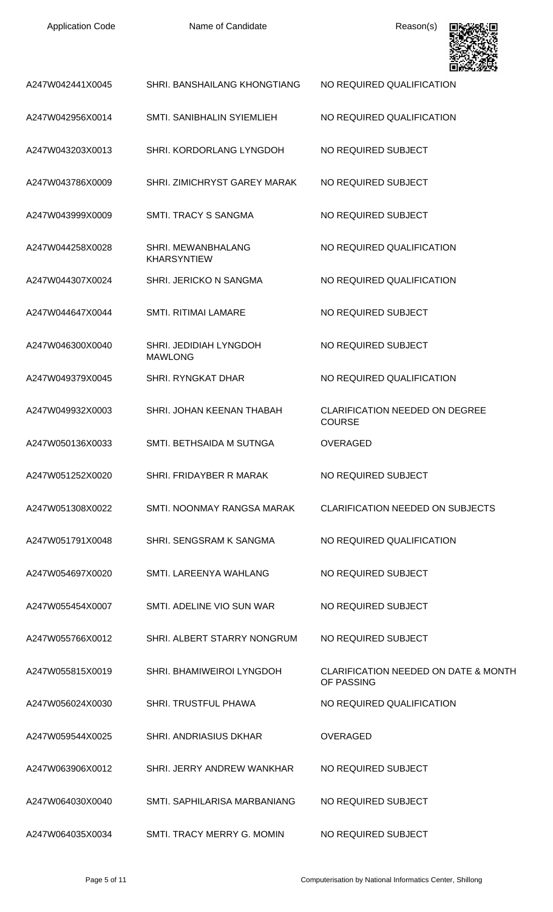| Application Code | Name of Candidate | Reason(s) |
| --- | --- | --- |
| A247W042441X0045 | SHRI. BANSHAILANG KHONGTIANG | NO REQUIRED QUALIFICATION |
| A247W042956X0014 | SMTI. SANIBHALIN SYIEMLIEH | NO REQUIRED QUALIFICATION |
| A247W043203X0013 | SHRI. KORDORLANG LYNGDOH | NO REQUIRED SUBJECT |
| A247W043786X0009 | SHRI. ZIMICHRYST GAREY MARAK | NO REQUIRED SUBJECT |
| A247W043999X0009 | SMTI. TRACY S SANGMA | NO REQUIRED SUBJECT |
| A247W044258X0028 | SHRI. MEWANBHALANG KHARSYNTIEW | NO REQUIRED QUALIFICATION |
| A247W044307X0024 | SHRI. JERICKO N SANGMA | NO REQUIRED QUALIFICATION |
| A247W044647X0044 | SMTI. RITIMAI LAMARE | NO REQUIRED SUBJECT |
| A247W046300X0040 | SHRI. JEDIDIAH LYNGDOH MAWLONG | NO REQUIRED SUBJECT |
| A247W049379X0045 | SHRI. RYNGKAT DHAR | NO REQUIRED QUALIFICATION |
| A247W049932X0003 | SHRI. JOHAN KEENAN THABAH | CLARIFICATION NEEDED ON DEGREE COURSE |
| A247W050136X0033 | SMTI. BETHSAIDA M SUTNGA | OVERAGED |
| A247W051252X0020 | SHRI. FRIDAYBER R MARAK | NO REQUIRED SUBJECT |
| A247W051308X0022 | SMTI. NOONMAY RANGSA MARAK | CLARIFICATION NEEDED ON SUBJECTS |
| A247W051791X0048 | SHRI. SENGSRAM K SANGMA | NO REQUIRED QUALIFICATION |
| A247W054697X0020 | SMTI. LAREENYA WAHLANG | NO REQUIRED SUBJECT |
| A247W055454X0007 | SMTI. ADELINE VIO SUN WAR | NO REQUIRED SUBJECT |
| A247W055766X0012 | SHRI. ALBERT STARRY NONGRUM | NO REQUIRED SUBJECT |
| A247W055815X0019 | SHRI. BHAMIWEIROI LYNGDOH | CLARIFICATION NEEDED ON DATE & MONTH OF PASSING |
| A247W056024X0030 | SHRI. TRUSTFUL PHAWA | NO REQUIRED QUALIFICATION |
| A247W059544X0025 | SHRI. ANDRIASIUS DKHAR | OVERAGED |
| A247W063906X0012 | SHRI. JERRY ANDREW WANKHAR | NO REQUIRED SUBJECT |
| A247W064030X0040 | SMTI. SAPHILARISA MARBANIANG | NO REQUIRED SUBJECT |
| A247W064035X0034 | SMTI. TRACY MERRY G. MOMIN | NO REQUIRED SUBJECT |

Computerisation by National Informatics Center, Shillong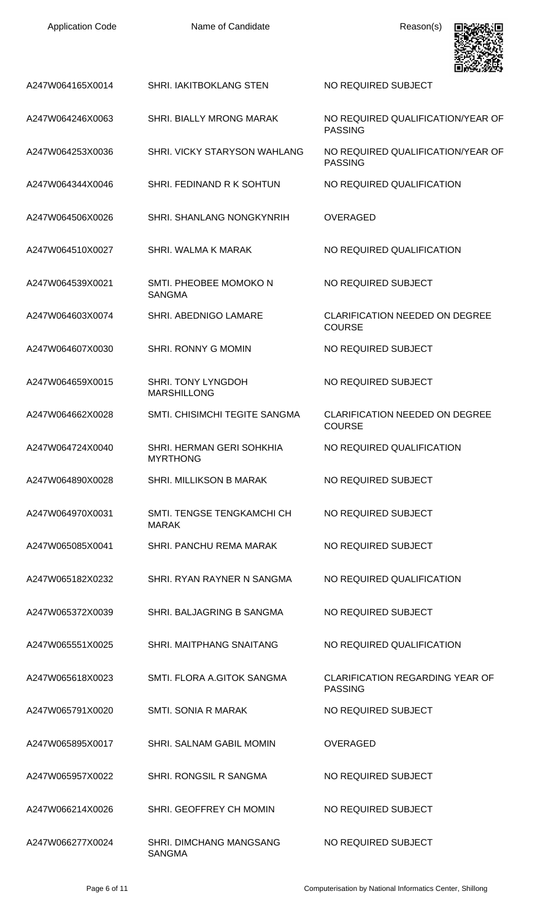| Application Code | Name of Candidate | Reason(s) |
|---|---|---|
| A247W064165X0014 | SHRI. IAKITBOKLANG STEN | NO REQUIRED SUBJECT |
| A247W064246X0063 | SHRI. BIALLY MRONG MARAK | NO REQUIRED QUALIFICATION/YEAR OF PASSING |
| A247W064253X0036 | SHRI. VICKY STARYSON WAHLANG | NO REQUIRED QUALIFICATION/YEAR OF PASSING |
| A247W064344X0046 | SHRI. FEDINAND R K SOHTUN | NO REQUIRED QUALIFICATION |
| A247W064506X0026 | SHRI. SHANLANG NONGKYNRIH | OVERAGED |
| A247W064510X0027 | SHRI. WALMA K MARAK | NO REQUIRED QUALIFICATION |
| A247W064539X0021 | SMTI. PHEOBEE MOMOKO N SANGMA | NO REQUIRED SUBJECT |
| A247W064603X0074 | SHRI. ABEDNIGO LAMARE | CLARIFICATION NEEDED ON DEGREE COURSE |
| A247W064607X0030 | SHRI. RONNY G MOMIN | NO REQUIRED SUBJECT |
| A247W064659X0015 | SHRI. TONY LYNGDOH MARSHILLONG | NO REQUIRED SUBJECT |
| A247W064662X0028 | SMTI. CHISIMCHI TEGITE SANGMA | CLARIFICATION NEEDED ON DEGREE COURSE |
| A247W064724X0040 | SHRI. HERMAN GERI SOHKHIA MYRTHONG | NO REQUIRED QUALIFICATION |
| A247W064890X0028 | SHRI. MILLIKSON B MARAK | NO REQUIRED SUBJECT |
| A247W064970X0031 | SMTI. TENGSE TENGKAMCHI CH MARAK | NO REQUIRED SUBJECT |
| A247W065085X0041 | SHRI. PANCHU REMA MARAK | NO REQUIRED SUBJECT |
| A247W065182X0232 | SHRI. RYAN RAYNER N SANGMA | NO REQUIRED QUALIFICATION |
| A247W065372X0039 | SHRI. BALJAGRING B SANGMA | NO REQUIRED SUBJECT |
| A247W065551X0025 | SHRI. MAITPHANG SNAITANG | NO REQUIRED QUALIFICATION |
| A247W065618X0023 | SMTI. FLORA A.GITOK SANGMA | CLARIFICATION REGARDING YEAR OF PASSING |
| A247W065791X0020 | SMTI. SONIA R MARAK | NO REQUIRED SUBJECT |
| A247W065895X0017 | SHRI. SALNAM GABIL MOMIN | OVERAGED |
| A247W065957X0022 | SHRI. RONGSIL R SANGMA | NO REQUIRED SUBJECT |
| A247W066214X0026 | SHRI. GEOFFREY CH MOMIN | NO REQUIRED SUBJECT |
| A247W066277X0024 | SHRI. DIMCHANG MANGSANG SANGMA | NO REQUIRED SUBJECT |

Computerisation by National Informatics Center, Shillong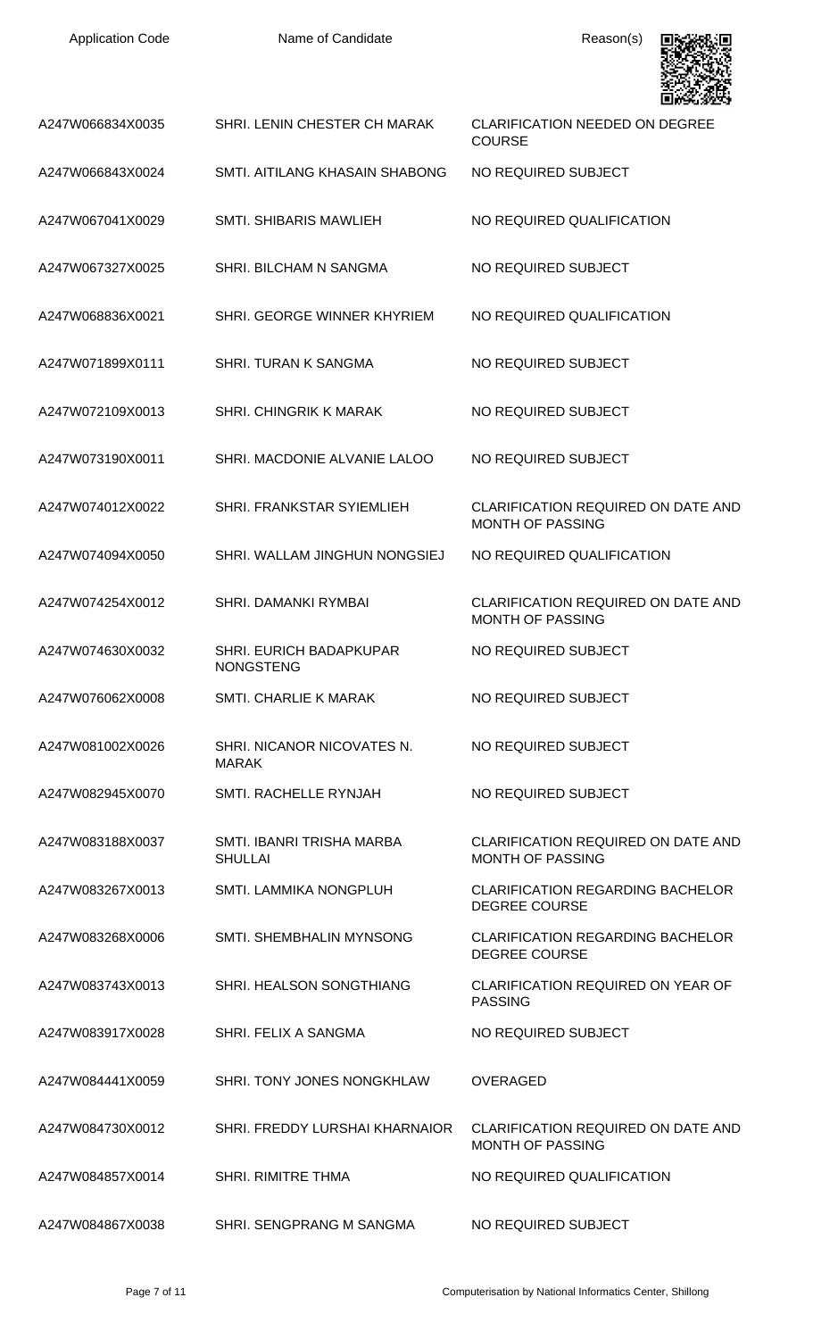| Application Code | Name of Candidate | Reason(s) |
|---|---|---|
| A247W066834X0035 | SHRI. LENIN CHESTER CH MARAK | CLARIFICATION NEEDED ON DEGREE COURSE |
| A247W066843X0024 | SMTI. AITILANG KHASAIN SHABONG | NO REQUIRED SUBJECT |
| A247W067041X0029 | SMTI. SHIBARIS MAWLIEH | NO REQUIRED QUALIFICATION |
| A247W067327X0025 | SHRI. BILCHAM N SANGMA | NO REQUIRED SUBJECT |
| A247W068836X0021 | SHRI. GEORGE WINNER KHYRIEM | NO REQUIRED QUALIFICATION |
| A247W071899X0111 | SHRI. TURAN K SANGMA | NO REQUIRED SUBJECT |
| A247W072109X0013 | SHRI. CHINGRIK K MARAK | NO REQUIRED SUBJECT |
| A247W073190X0011 | SHRI. MACDONIE ALVANIE LALOO | NO REQUIRED SUBJECT |
| A247W074012X0022 | SHRI. FRANKSTAR SYIEMLIEH | CLARIFICATION REQUIRED ON DATE AND MONTH OF PASSING |
| A247W074094X0050 | SHRI. WALLAM JINGHUN NONGSIEJ | NO REQUIRED QUALIFICATION |
| A247W074254X0012 | SHRI. DAMANKI RYMBAI | CLARIFICATION REQUIRED ON DATE AND MONTH OF PASSING |
| A247W074630X0032 | SHRI. EURICH BADAPKUPAR NONGSTENG | NO REQUIRED SUBJECT |
| A247W076062X0008 | SMTI. CHARLIE K MARAK | NO REQUIRED SUBJECT |
| A247W081002X0026 | SHRI. NICANOR NICOVATES N. MARAK | NO REQUIRED SUBJECT |
| A247W082945X0070 | SMTI. RACHELLE RYNJAH | NO REQUIRED SUBJECT |
| A247W083188X0037 | SMTI. IBANRI TRISHA MARBA SHULLAI | CLARIFICATION REQUIRED ON DATE AND MONTH OF PASSING |
| A247W083267X0013 | SMTI. LAMMIKA NONGPLUH | CLARIFICATION REGARDING BACHELOR DEGREE COURSE |
| A247W083268X0006 | SMTI. SHEMBHALIN MYNSONG | CLARIFICATION REGARDING BACHELOR DEGREE COURSE |
| A247W083743X0013 | SHRI. HEALSON SONGTHIANG | CLARIFICATION REQUIRED ON YEAR OF PASSING |
| A247W083917X0028 | SHRI. FELIX A SANGMA | NO REQUIRED SUBJECT |
| A247W084441X0059 | SHRI. TONY JONES NONGKHLAW | OVERAGED |
| A247W084730X0012 | SHRI. FREDDY LURSHAI KHARNAIOR | CLARIFICATION REQUIRED ON DATE AND MONTH OF PASSING |
| A247W084857X0014 | SHRI. RIMITRE THMA | NO REQUIRED QUALIFICATION |
| A247W084867X0038 | SHRI. SENGPRANG M SANGMA | NO REQUIRED SUBJECT |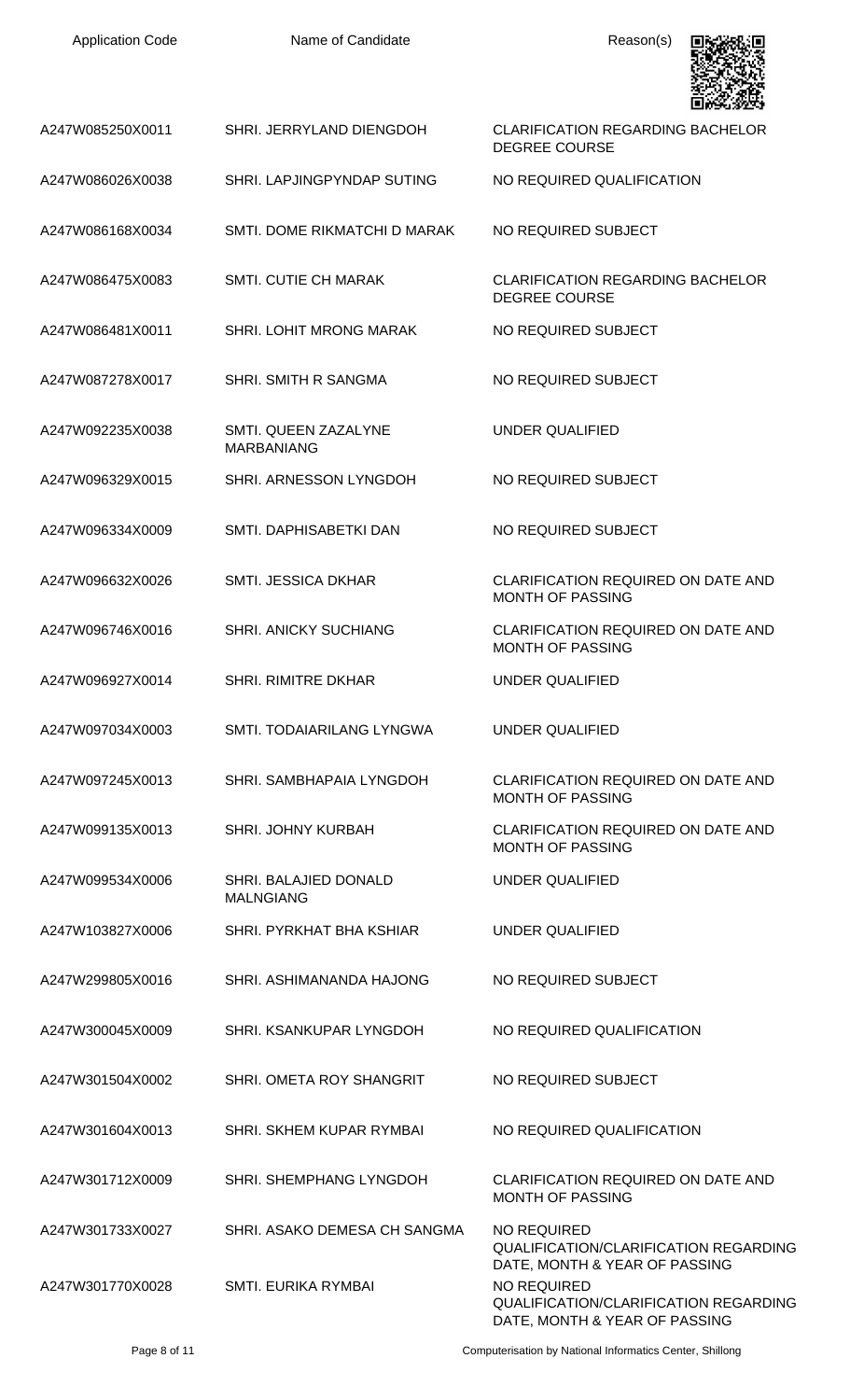| Application Code | Name of Candidate | Reason(s) |
|---|---|---|
| A247W085250X0011 | SHRI. JERRYLAND DIENGDOH | CLARIFICATION REGARDING BACHELOR DEGREE COURSE |
| A247W086026X0038 | SHRI. LAPJINGPYNDAP SUTING | NO REQUIRED QUALIFICATION |
| A247W086168X0034 | SMTI. DOME RIKMATCHI D MARAK | NO REQUIRED SUBJECT |
| A247W086475X0083 | SMTI. CUTIE CH MARAK | CLARIFICATION REGARDING BACHELOR DEGREE COURSE |
| A247W086481X0011 | SHRI. LOHIT MRONG MARAK | NO REQUIRED SUBJECT |
| A247W087278X0017 | SHRI. SMITH R SANGMA | NO REQUIRED SUBJECT |
| A247W092235X0038 | SMTI. QUEEN ZAZALYNE MARBANIANG | UNDER QUALIFIED |
| A247W096329X0015 | SHRI. ARNESSON LYNGDOH | NO REQUIRED SUBJECT |
| A247W096334X0009 | SMTI. DAPHISABETKI DAN | NO REQUIRED SUBJECT |
| A247W096632X0026 | SMTI. JESSICA DKHAR | CLARIFICATION REQUIRED ON DATE AND MONTH OF PASSING |
| A247W096746X0016 | SHRI. ANICKY SUCHIANG | CLARIFICATION REQUIRED ON DATE AND MONTH OF PASSING |
| A247W096927X0014 | SHRI. RIMITRE DKHAR | UNDER QUALIFIED |
| A247W097034X0003 | SMTI. TODAIARILANG LYNGWA | UNDER QUALIFIED |
| A247W097245X0013 | SHRI. SAMBHAPAIA LYNGDOH | CLARIFICATION REQUIRED ON DATE AND MONTH OF PASSING |
| A247W099135X0013 | SHRI. JOHNY KURBAH | CLARIFICATION REQUIRED ON DATE AND MONTH OF PASSING |
| A247W099534X0006 | SHRI. BALAJIED DONALD MALNGIANG | UNDER QUALIFIED |
| A247W103827X0006 | SHRI. PYRKHAT BHA KSHIAR | UNDER QUALIFIED |
| A247W299805X0016 | SHRI. ASHIMANANDA HAJONG | NO REQUIRED SUBJECT |
| A247W300045X0009 | SHRI. KSANKUPAR LYNGDOH | NO REQUIRED QUALIFICATION |
| A247W301504X0002 | SHRI. OMETA ROY SHANGRIT | NO REQUIRED SUBJECT |
| A247W301604X0013 | SHRI. SKHEM KUPAR RYMBAI | NO REQUIRED QUALIFICATION |
| A247W301712X0009 | SHRI. SHEMPHANG LYNGDOH | CLARIFICATION REQUIRED ON DATE AND MONTH OF PASSING |
| A247W301733X0027 | SHRI. ASAKO DEMESA CH SANGMA | NO REQUIRED QUALIFICATION/CLARIFICATION REGARDING DATE, MONTH & YEAR OF PASSING |
| A247W301770X0028 | SMTI. EURIKA RYMBAI | NO REQUIRED QUALIFICATION/CLARIFICATION REGARDING DATE, MONTH & YEAR OF PASSING |

Computerisation by National Informatics Center, Shillong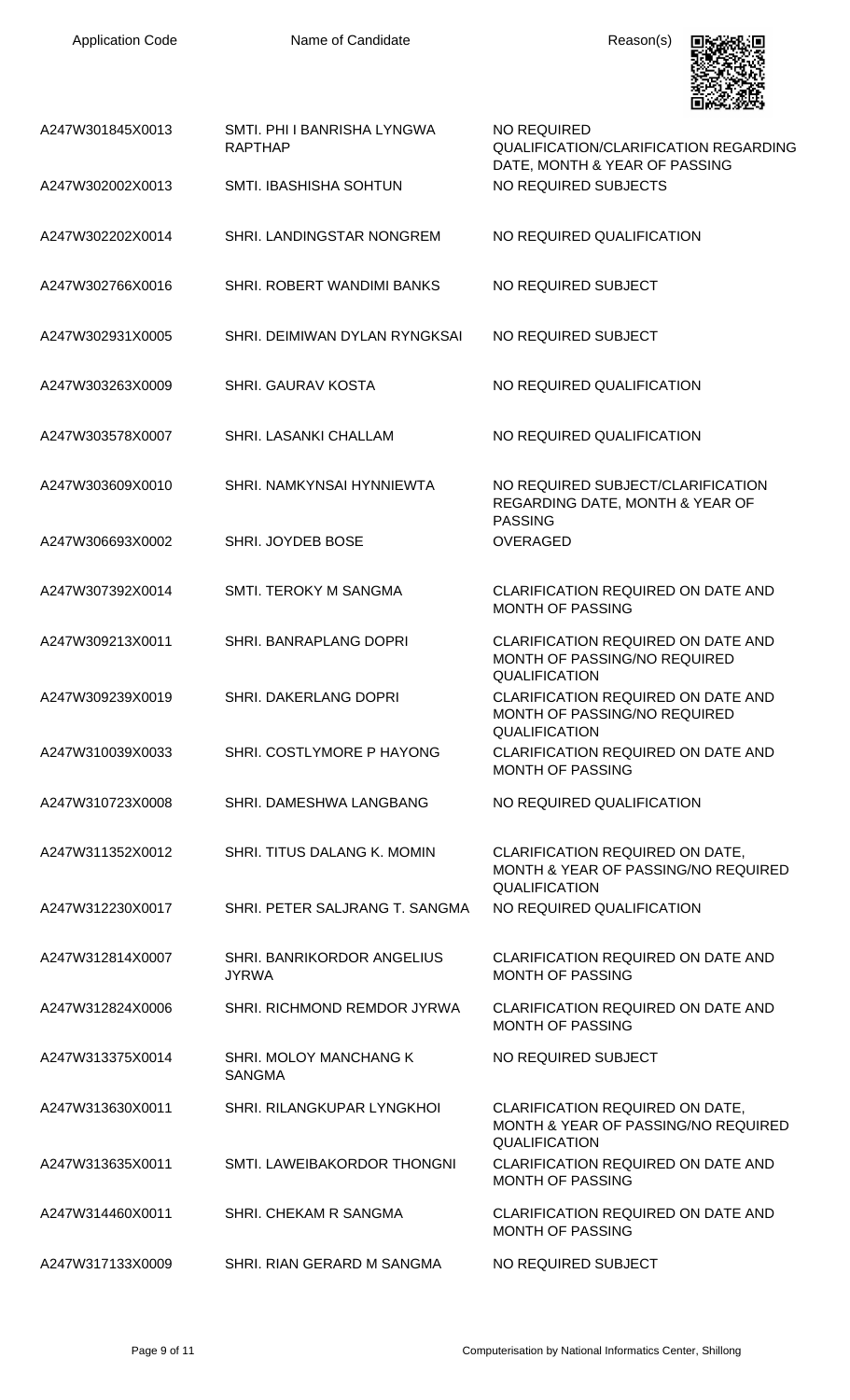| Application Code | Name of Candidate | Reason(s) |
| --- | --- | --- |
| A247W301845X0013 | SMTI. PHI I BANRISHA LYNGWA RAPTHAP | NO REQUIRED QUALIFICATION/CLARIFICATION REGARDING DATE, MONTH & YEAR OF PASSING |
| A247W302002X0013 | SMTI. IBASHISHA SOHTUN | NO REQUIRED SUBJECTS |
| A247W302202X0014 | SHRI. LANDINGSTAR NONGREM | NO REQUIRED QUALIFICATION |
| A247W302766X0016 | SHRI. ROBERT WANDIMI BANKS | NO REQUIRED SUBJECT |
| A247W302931X0005 | SHRI. DEIMIWAN DYLAN RYNGKSAI | NO REQUIRED SUBJECT |
| A247W303263X0009 | SHRI. GAURAV KOSTA | NO REQUIRED QUALIFICATION |
| A247W303578X0007 | SHRI. LASANKI CHALLAM | NO REQUIRED QUALIFICATION |
| A247W303609X0010 | SHRI. NAMKYNSAI HYNNIEWTA | NO REQUIRED SUBJECT/CLARIFICATION REGARDING DATE, MONTH & YEAR OF PASSING |
| A247W306693X0002 | SHRI. JOYDEB BOSE | OVERAGED |
| A247W307392X0014 | SMTI. TEROKY M SANGMA | CLARIFICATION REQUIRED ON DATE AND MONTH OF PASSING |
| A247W309213X0011 | SHRI. BANRAPLANG DOPRI | CLARIFICATION REQUIRED ON DATE AND MONTH OF PASSING/NO REQUIRED QUALIFICATION |
| A247W309239X0019 | SHRI. DAKERLANG DOPRI | CLARIFICATION REQUIRED ON DATE AND MONTH OF PASSING/NO REQUIRED QUALIFICATION |
| A247W310039X0033 | SHRI. COSTLYMORE P HAYONG | CLARIFICATION REQUIRED ON DATE AND MONTH OF PASSING |
| A247W310723X0008 | SHRI. DAMESHWA LANGBANG | NO REQUIRED QUALIFICATION |
| A247W311352X0012 | SHRI. TITUS DALANG K. MOMIN | CLARIFICATION REQUIRED ON DATE, MONTH & YEAR OF PASSING/NO REQUIRED QUALIFICATION |
| A247W312230X0017 | SHRI. PETER SALJRANG T. SANGMA | NO REQUIRED QUALIFICATION |
| A247W312814X0007 | SHRI. BANRIKORDOR ANGELIUS JYRWA | CLARIFICATION REQUIRED ON DATE AND MONTH OF PASSING |
| A247W312824X0006 | SHRI. RICHMOND REMDOR JYRWA | CLARIFICATION REQUIRED ON DATE AND MONTH OF PASSING |
| A247W313375X0014 | SHRI. MOLOY MANCHANG K SANGMA | NO REQUIRED SUBJECT |
| A247W313630X0011 | SHRI. RILANGKUPAR LYNGKHOI | CLARIFICATION REQUIRED ON DATE, MONTH & YEAR OF PASSING/NO REQUIRED QUALIFICATION |
| A247W313635X0011 | SMTI. LAWEIBAKORDOR THONGNI | CLARIFICATION REQUIRED ON DATE AND MONTH OF PASSING |
| A247W314460X0011 | SHRI. CHEKAM R SANGMA | CLARIFICATION REQUIRED ON DATE AND MONTH OF PASSING |
| A247W317133X0009 | SHRI. RIAN GERARD M SANGMA | NO REQUIRED SUBJECT |

Computerisation by National Informatics Center, Shillong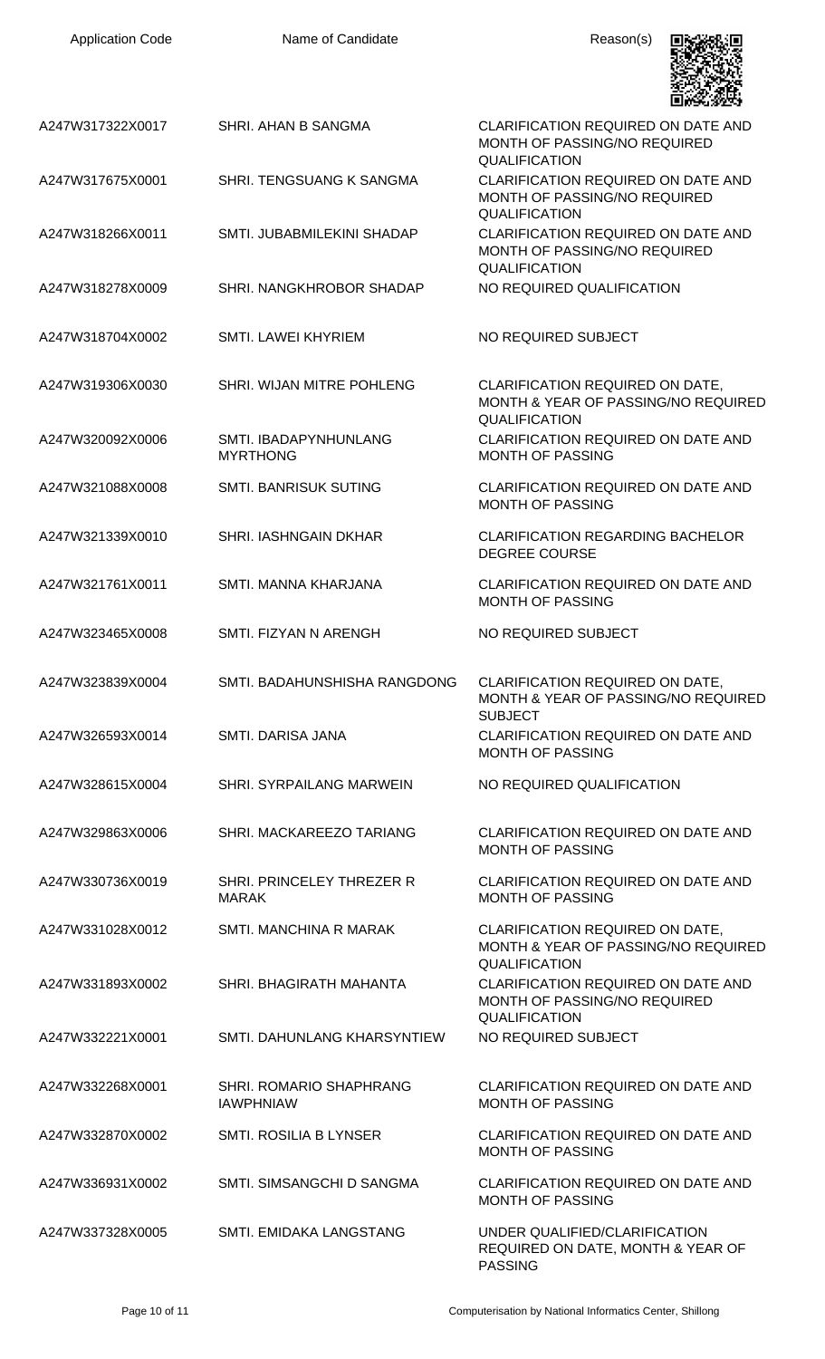| Application Code | Name of Candidate | Reason(s) |
|---|---|---|
| A247W317322X0017 | SHRI. AHAN B SANGMA | CLARIFICATION REQUIRED ON DATE AND MONTH OF PASSING/NO REQUIRED QUALIFICATION |
| A247W317675X0001 | SHRI. TENGSUANG K SANGMA | CLARIFICATION REQUIRED ON DATE AND MONTH OF PASSING/NO REQUIRED QUALIFICATION |
| A247W318266X0011 | SMTI. JUBABMILEKINI SHADAP | CLARIFICATION REQUIRED ON DATE AND MONTH OF PASSING/NO REQUIRED QUALIFICATION |
| A247W318278X0009 | SHRI. NANGKHROBOR SHADAP | NO REQUIRED QUALIFICATION |
| A247W318704X0002 | SMTI. LAWEI KHYRIEM | NO REQUIRED SUBJECT |
| A247W319306X0030 | SHRI. WIJAN MITRE POHLENG | CLARIFICATION REQUIRED ON DATE, MONTH & YEAR OF PASSING/NO REQUIRED QUALIFICATION |
| A247W320092X0006 | SMTI. IBADAPYNHUNLANG MYRTHONG | CLARIFICATION REQUIRED ON DATE AND MONTH OF PASSING |
| A247W321088X0008 | SMTI. BANRISUK SUTING | CLARIFICATION REQUIRED ON DATE AND MONTH OF PASSING |
| A247W321339X0010 | SHRI. IASHNGAIN DKHAR | CLARIFICATION REGARDING BACHELOR DEGREE COURSE |
| A247W321761X0011 | SMTI. MANNA KHARJANA | CLARIFICATION REQUIRED ON DATE AND MONTH OF PASSING |
| A247W323465X0008 | SMTI. FIZYAN N ARENGH | NO REQUIRED SUBJECT |
| A247W323839X0004 | SMTI. BADAHUNSHISHA RANGDONG | CLARIFICATION REQUIRED ON DATE, MONTH & YEAR OF PASSING/NO REQUIRED SUBJECT |
| A247W326593X0014 | SMTI. DARISA JANA | CLARIFICATION REQUIRED ON DATE AND MONTH OF PASSING |
| A247W328615X0004 | SHRI. SYRPAILANG MARWEIN | NO REQUIRED QUALIFICATION |
| A247W329863X0006 | SHRI. MACKAREEZO TARIANG | CLARIFICATION REQUIRED ON DATE AND MONTH OF PASSING |
| A247W330736X0019 | SHRI. PRINCELEY THREZER R MARAK | CLARIFICATION REQUIRED ON DATE AND MONTH OF PASSING |
| A247W331028X0012 | SMTI. MANCHINA R MARAK | CLARIFICATION REQUIRED ON DATE, MONTH & YEAR OF PASSING/NO REQUIRED QUALIFICATION |
| A247W331893X0002 | SHRI. BHAGIRATH MAHANTA | CLARIFICATION REQUIRED ON DATE AND MONTH OF PASSING/NO REQUIRED QUALIFICATION |
| A247W332221X0001 | SMTI. DAHUNLANG KHARSYNTIEW | NO REQUIRED SUBJECT |
| A247W332268X0001 | SHRI. ROMARIO SHAPHRANG IAWPHNIAW | CLARIFICATION REQUIRED ON DATE AND MONTH OF PASSING |
| A247W332870X0002 | SMTI. ROSILIA B LYNSER | CLARIFICATION REQUIRED ON DATE AND MONTH OF PASSING |
| A247W336931X0002 | SMTI. SIMSANGCHI D SANGMA | CLARIFICATION REQUIRED ON DATE AND MONTH OF PASSING |
| A247W337328X0005 | SMTI. EMIDAKA LANGSTANG | UNDER QUALIFIED/CLARIFICATION REQUIRED ON DATE, MONTH & YEAR OF PASSING |

Computerisation by National Informatics Center, Shillong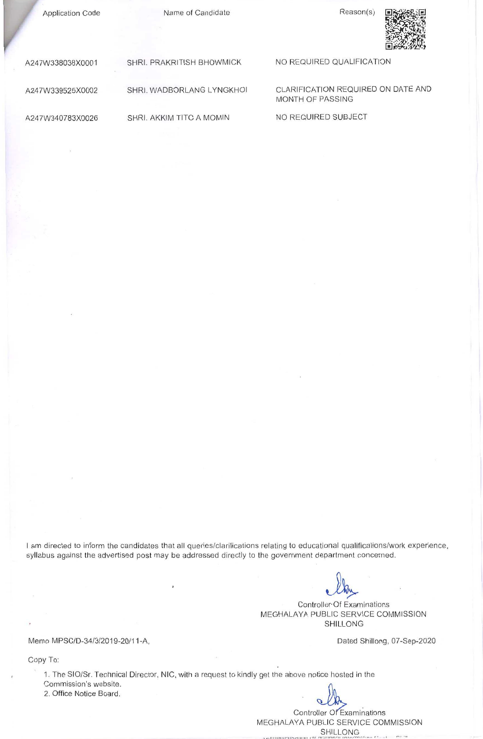| Application Code | Name of Candidate | Reason(s) |
| --- | --- | --- |
| A247W338038X0001 | SHRI. PRAKRITISH BHOWMICK | NO REQUIRED QUALIFICATION |
| A247W339525X0002 | SHRI. WADBORLANG LYNGKHOI | CLARIFICATION REQUIRED ON DATE AND MONTH OF PASSING |
| A247W340783X0026 | SHRI. AKKIM TITO A MOMIN | NO REQUIRED SUBJECT |

I am directed to inform the candidates that all queries/clarifications relating to educational qualifications/work experience, syllabus against the advertised post may be addressed directly to the government department concerned.

Controller Of Examinations
MEGHALAYA PUBLIC SERVICE COMMISSION
SHILLONG

Memo MPSC/D-34/3/2019-20/11-A,

Dated Shillong, 07-Sep-2020

Copy To:

1. The SIO/Sr. Technical Director, NIC, with a request to kindly get the above notice hosted in the Commission's website.
2. Office Notice Board.

Controller Of Examinations
MEGHALAYA PUBLIC SERVICE COMMISSION
SHILLONG